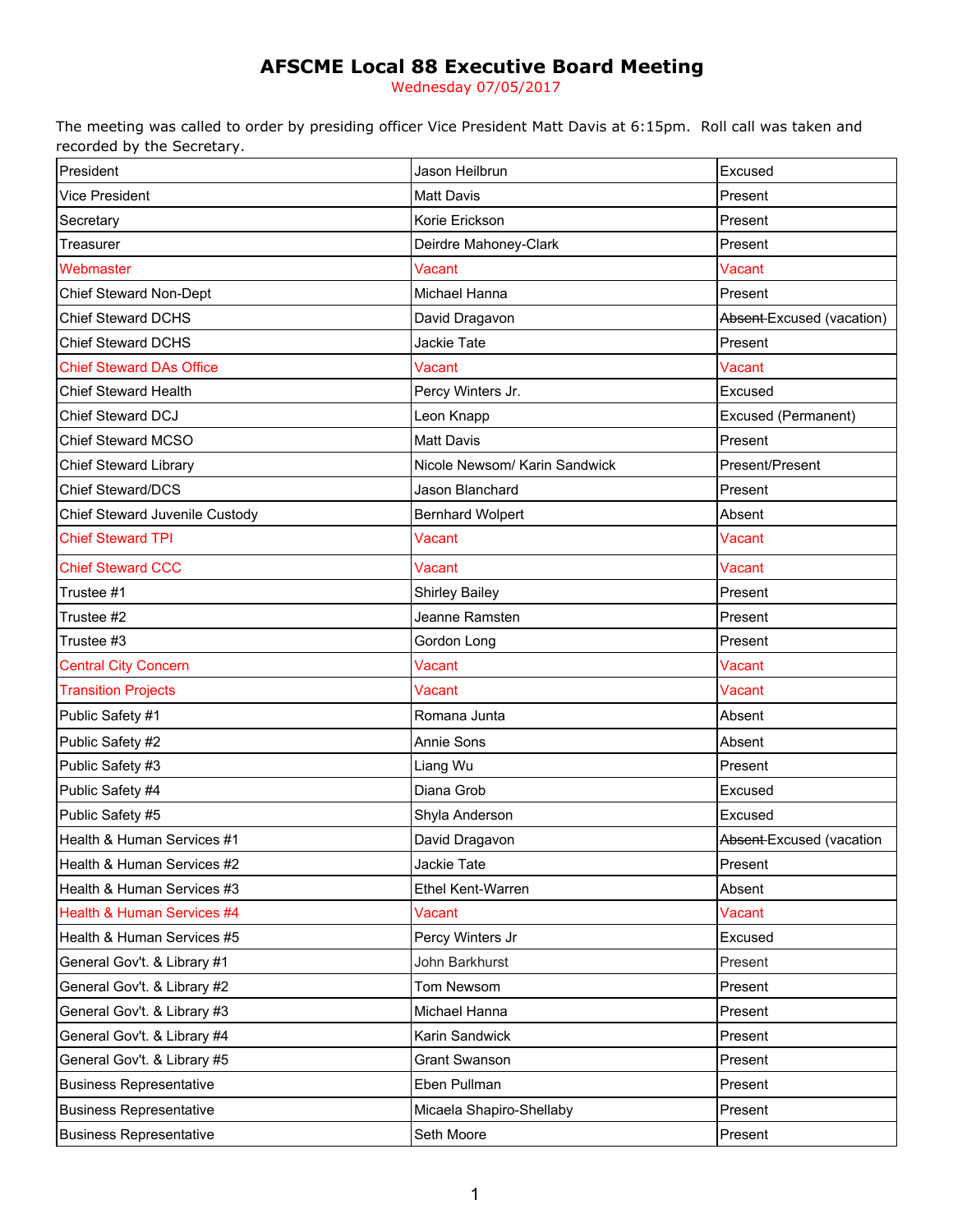# AFSCME Local 88 Executive Board Meeting

Wednesday 07/05/2017

The meeting was called to order by presiding officer Vice President Matt Davis at 6:15pm. Roll call was taken and recorded by the Secretary.

| | | |
|---|---|---|
| President | Jason Heilbrun | Excused |
| Vice President | Matt Davis | Present |
| Secretary | Korie Erickson | Present |
| Treasurer | Deirdre Mahoney-Clark | Present |
| Webmaster | Vacant | Vacant |
| Chief Steward Non-Dept | Michael Hanna | Present |
| Chief Steward DCHS | David Dragavon | ~~Absent~~ Excused (vacation) |
| Chief Steward DCHS | Jackie Tate | Present |
| Chief Steward DAs Office | Vacant | Vacant |
| Chief Steward Health | Percy Winters Jr. | Excused |
| Chief Steward DCJ | Leon Knapp | Excused (Permanent) |
| Chief Steward MCSO | Matt Davis | Present |
| Chief Steward Library | Nicole Newsom/ Karin Sandwick | Present/Present |
| Chief Steward/DCS | Jason Blanchard | Present |
| Chief Steward Juvenile Custody | Bernhard Wolpert | Absent |
| Chief Steward TPI | Vacant | Vacant |
| Chief Steward CCC | Vacant | Vacant |
| Trustee #1 | Shirley Bailey | Present |
| Trustee #2 | Jeanne Ramsten | Present |
| Trustee #3 | Gordon Long | Present |
| Central City Concern | Vacant | Vacant |
| Transition Projects | Vacant | Vacant |
| Public Safety #1 | Romana Junta | Absent |
| Public Safety #2 | Annie Sons | Absent |
| Public Safety #3 | Liang Wu | Present |
| Public Safety #4 | Diana Grob | Excused |
| Public Safety #5 | Shyla Anderson | Excused |
| Health & Human Services #1 | David Dragavon | ~~Absent~~ Excused (vacation |
| Health & Human Services #2 | Jackie Tate | Present |
| Health & Human Services #3 | Ethel Kent-Warren | Absent |
| Health & Human Services #4 | Vacant | Vacant |
| Health & Human Services #5 | Percy Winters Jr | Excused |
| General Gov't. & Library #1 | John Barkhurst | Present |
| General Gov't. & Library #2 | Tom Newsom | Present |
| General Gov't. & Library #3 | Michael Hanna | Present |
| General Gov't. & Library #4 | Karin Sandwick | Present |
| General Gov't. & Library #5 | Grant Swanson | Present |
| Business Representative | Eben Pullman | Present |
| Business Representative | Micaela Shapiro-Shellaby | Present |
| Business Representative | Seth Moore | Present |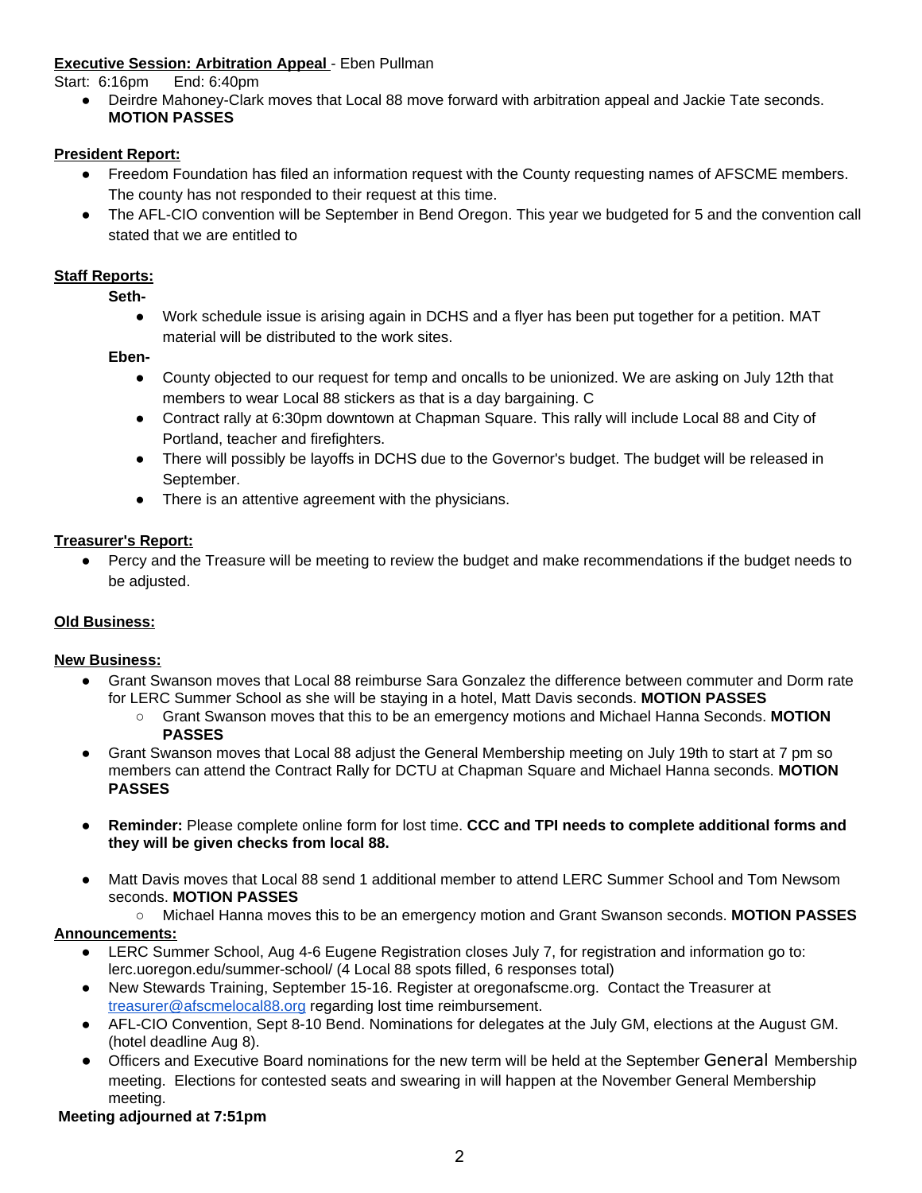**Executive Session: Arbitration Appeal** - Eben Pullman

Start: 6:16pm  End: 6:40pm

- Deirdre Mahoney-Clark moves that Local 88 move forward with arbitration appeal and Jackie Tate seconds. **MOTION PASSES**

**President Report:**

- Freedom Foundation has filed an information request with the County requesting names of AFSCME members. The county has not responded to their request at this time.
- The AFL-CIO convention will be September in Bend Oregon. This year we budgeted for 5 and the convention call stated that we are entitled to

**Staff Reports:**

**Seth-**

- Work schedule issue is arising again in DCHS and a flyer has been put together for a petition. MAT material will be distributed to the work sites.

**Eben-**

- County objected to our request for temp and oncalls to be unionized. We are asking on July 12th that members to wear Local 88 stickers as that is a day bargaining. C
- Contract rally at 6:30pm downtown at Chapman Square. This rally will include Local 88 and City of Portland, teacher and firefighters.
- There will possibly be layoffs in DCHS due to the Governor's budget. The budget will be released in September.
- There is an attentive agreement with the physicians.

**Treasurer's Report:**

- Percy and the Treasure will be meeting to review the budget and make recommendations if the budget needs to be adjusted.

**Old Business:**

**New Business:**

- Grant Swanson moves that Local 88 reimburse Sara Gonzalez the difference between commuter and Dorm rate for LERC Summer School as she will be staying in a hotel, Matt Davis seconds. **MOTION PASSES**
  - Grant Swanson moves that this to be an emergency motions and Michael Hanna Seconds. **MOTION PASSES**
- Grant Swanson moves that Local 88 adjust the General Membership meeting on July 19th to start at 7 pm so members can attend the Contract Rally for DCTU at Chapman Square and Michael Hanna seconds. **MOTION PASSES**

- **Reminder:** Please complete online form for lost time. **CCC and TPI needs to complete additional forms and they will be given checks from local 88.**

- Matt Davis moves that Local 88 send 1 additional member to attend LERC Summer School and Tom Newsom seconds. **MOTION PASSES**
  - Michael Hanna moves this to be an emergency motion and Grant Swanson seconds. **MOTION PASSES**

**Announcements:**

- LERC Summer School, Aug 4-6 Eugene Registration closes July 7, for registration and information go to: lerc.uoregon.edu/summer-school/ (4 Local 88 spots filled, 6 responses total)
- New Stewards Training, September 15-16. Register at oregonafscme.org. Contact the Treasurer at treasurer@afscmelocal88.org regarding lost time reimbursement.
- AFL-CIO Convention, Sept 8-10 Bend. Nominations for delegates at the July GM, elections at the August GM. (hotel deadline Aug 8).
- Officers and Executive Board nominations for the new term will be held at the September General Membership meeting. Elections for contested seats and swearing in will happen at the November General Membership meeting.

**Meeting adjourned at 7:51pm**